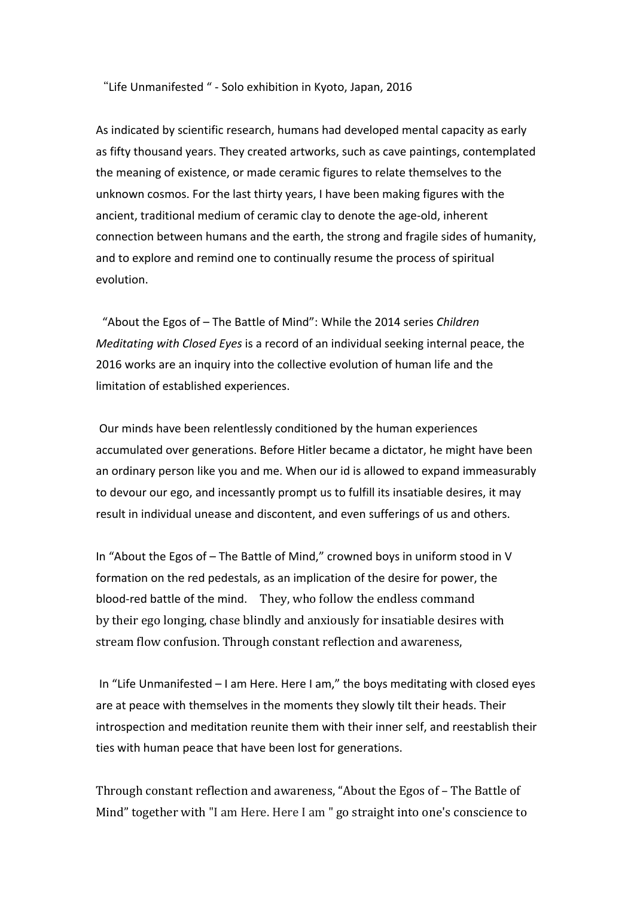"Life Unmanifested " - Solo exhibition in Kyoto, Japan, 2016

As indicated by scientific research, humans had developed mental capacity as early as fifty thousand years. They created artworks, such as cave paintings, contemplated the meaning of existence, or made ceramic figures to relate themselves to the unknown cosmos. For the last thirty years, I have been making figures with the ancient, traditional medium of ceramic clay to denote the age-old, inherent connection between humans and the earth, the strong and fragile sides of humanity, and to explore and remind one to continually resume the process of spiritual evolution.

"About the Egos of – The Battle of Mind": While the 2014 series *Children Meditating with Closed Eyes* is a record of an individual seeking internal peace, the 2016 works are an inquiry into the collective evolution of human life and the limitation of established experiences.

Our minds have been relentlessly conditioned by the human experiences accumulated over generations. Before Hitler became a dictator, he might have been an ordinary person like you and me. When our id is allowed to expand immeasurably to devour our ego, and incessantly prompt us to fulfill its insatiable desires, it may result in individual unease and discontent, and even sufferings of us and others.

In "About the Egos of – The Battle of Mind," crowned boys in uniform stood in V formation on the red pedestals, as an implication of the desire for power, the blood-red battle of the mind. They, who follow the endless command by their ego longing, chase blindly and anxiously for insatiable desires with stream flow confusion. Through constant reflection and awareness,

In "Life Unmanifested – I am Here. Here I am," the boys meditating with closed eyes are at peace with themselves in the moments they slowly tilt their heads. Their introspection and meditation reunite them with their inner self, and reestablish their ties with human peace that have been lost for generations.

Through constant reflection and awareness, "About the Egos of – The Battle of Mind" together with "I am Here. Here I am " go straight into one's conscience to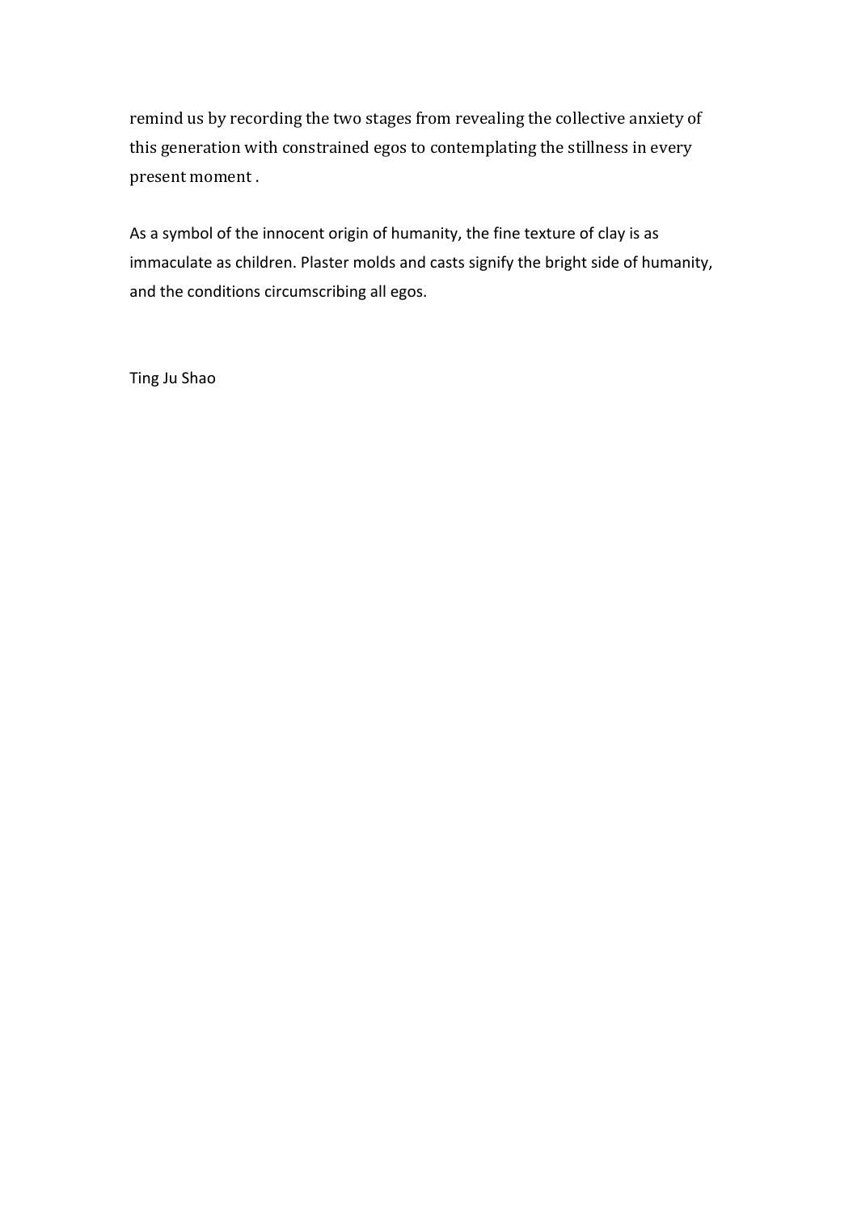remind us by recording the two stages from revealing the collective anxiety of this generation with constrained egos to contemplating the stillness in every present moment .

As a symbol of the innocent origin of humanity, the fine texture of clay is as immaculate as children. Plaster molds and casts signify the bright side of humanity, and the conditions circumscribing all egos.

Ting Ju Shao